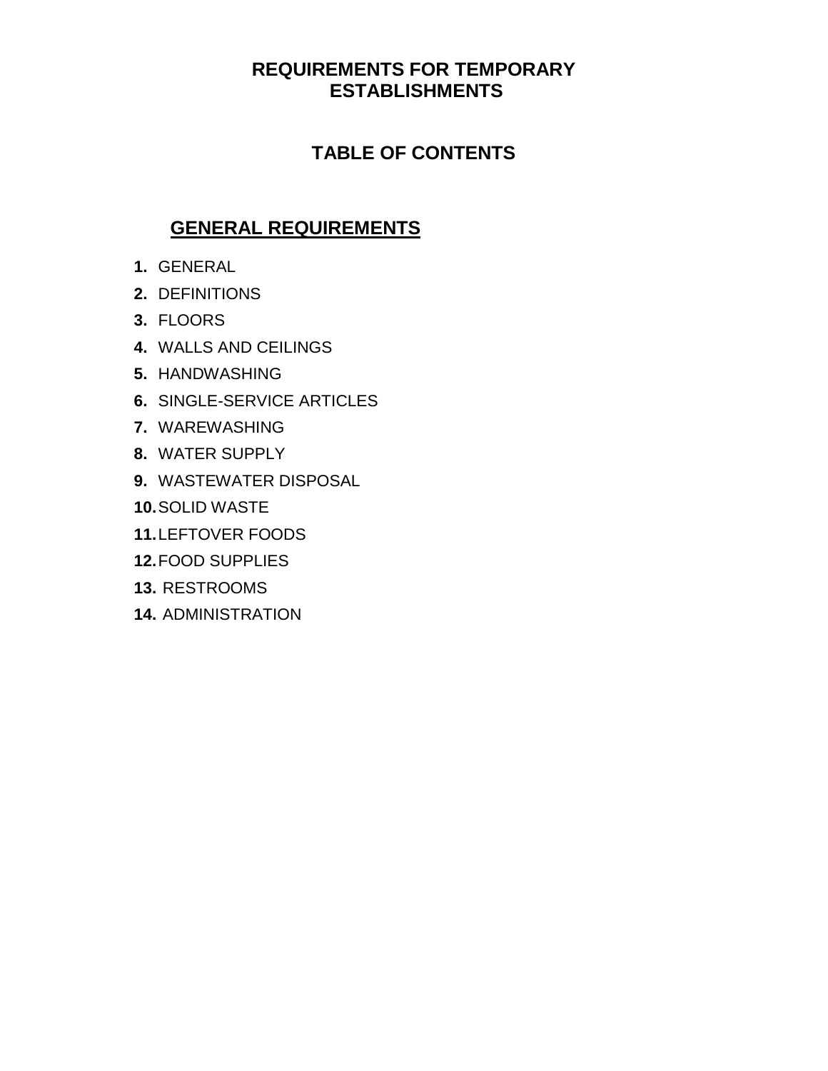# REQUIREMENTS FOR TEMPORARY ESTABLISHMENTS

## TABLE OF CONTENTS

### GENERAL REQUIREMENTS

1. GENERAL
2. DEFINITIONS
3. FLOORS
4. WALLS AND CEILINGS
5. HANDWASHING
6. SINGLE-SERVICE ARTICLES
7. WAREWASHING
8. WATER SUPPLY
9. WASTEWATER DISPOSAL
10. SOLID WASTE
11. LEFTOVER FOODS
12. FOOD SUPPLIES
13. RESTROOMS
14. ADMINISTRATION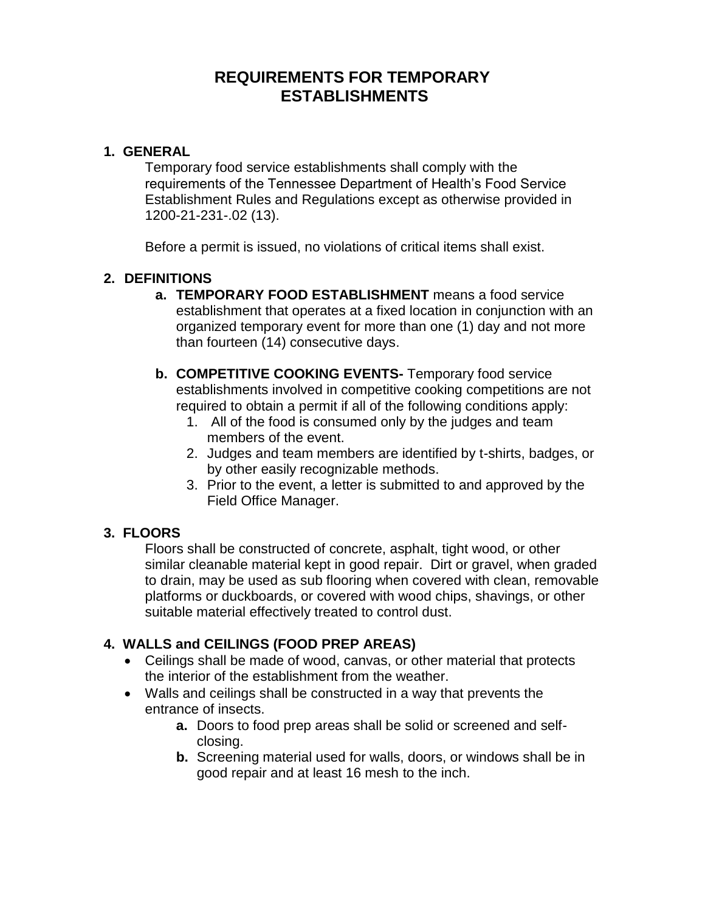# REQUIREMENTS FOR TEMPORARY ESTABLISHMENTS

## 1. GENERAL

Temporary food service establishments shall comply with the requirements of the Tennessee Department of Health's Food Service Establishment Rules and Regulations except as otherwise provided in 1200-21-231-.02 (13).

Before a permit is issued, no violations of critical items shall exist.

## 2. DEFINITIONS

- **a. TEMPORARY FOOD ESTABLISHMENT** means a food service establishment that operates at a fixed location in conjunction with an organized temporary event for more than one (1) day and not more than fourteen (14) consecutive days.
- **b. COMPETITIVE COOKING EVENTS-** Temporary food service establishments involved in competitive cooking competitions are not required to obtain a permit if all of the following conditions apply:
  1. All of the food is consumed only by the judges and team members of the event.
  2. Judges and team members are identified by t-shirts, badges, or by other easily recognizable methods.
  3. Prior to the event, a letter is submitted to and approved by the Field Office Manager.

## 3. FLOORS

Floors shall be constructed of concrete, asphalt, tight wood, or other similar cleanable material kept in good repair. Dirt or gravel, when graded to drain, may be used as sub flooring when covered with clean, removable platforms or duckboards, or covered with wood chips, shavings, or other suitable material effectively treated to control dust.

## 4. WALLS and CEILINGS (FOOD PREP AREAS)

- Ceilings shall be made of wood, canvas, or other material that protects the interior of the establishment from the weather.
- Walls and ceilings shall be constructed in a way that prevents the entrance of insects.
  - **a.** Doors to food prep areas shall be solid or screened and self-closing.
  - **b.** Screening material used for walls, doors, or windows shall be in good repair and at least 16 mesh to the inch.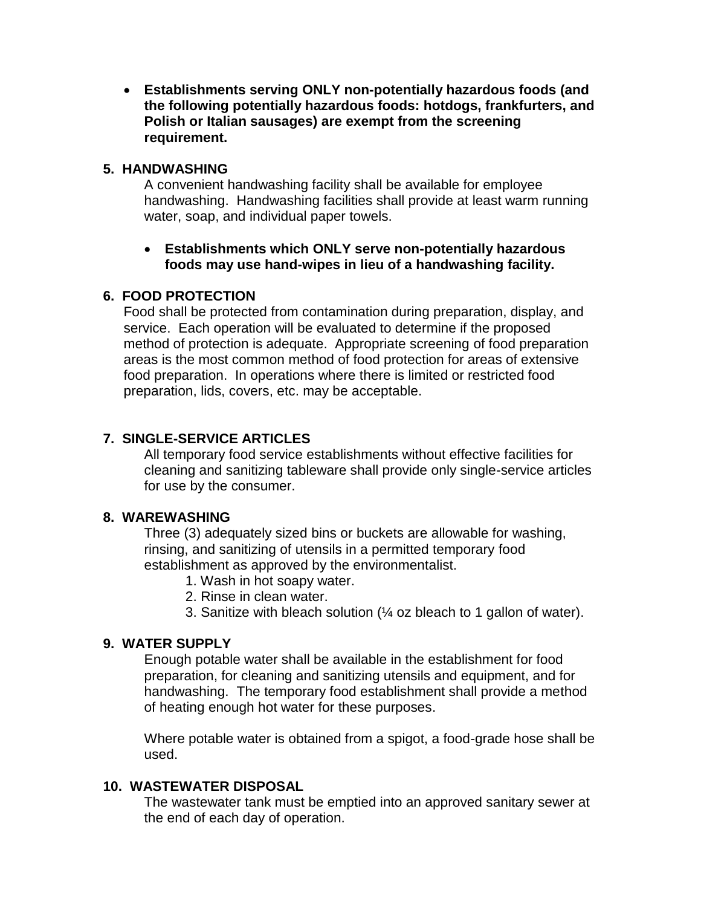- **Establishments serving ONLY non-potentially hazardous foods (and the following potentially hazardous foods: hotdogs, frankfurters, and Polish or Italian sausages) are exempt from the screening requirement.**

## 5. HANDWASHING

A convenient handwashing facility shall be available for employee handwashing. Handwashing facilities shall provide at least warm running water, soap, and individual paper towels.

- **Establishments which ONLY serve non-potentially hazardous foods may use hand-wipes in lieu of a handwashing facility.**

## 6. FOOD PROTECTION

Food shall be protected from contamination during preparation, display, and service. Each operation will be evaluated to determine if the proposed method of protection is adequate. Appropriate screening of food preparation areas is the most common method of food protection for areas of extensive food preparation. In operations where there is limited or restricted food preparation, lids, covers, etc. may be acceptable.

## 7. SINGLE-SERVICE ARTICLES

All temporary food service establishments without effective facilities for cleaning and sanitizing tableware shall provide only single-service articles for use by the consumer.

## 8. WAREWASHING

Three (3) adequately sized bins or buckets are allowable for washing, rinsing, and sanitizing of utensils in a permitted temporary food establishment as approved by the environmentalist.

1. Wash in hot soapy water.
2. Rinse in clean water.
3. Sanitize with bleach solution (¼ oz bleach to 1 gallon of water).

## 9. WATER SUPPLY

Enough potable water shall be available in the establishment for food preparation, for cleaning and sanitizing utensils and equipment, and for handwashing. The temporary food establishment shall provide a method of heating enough hot water for these purposes.

Where potable water is obtained from a spigot, a food-grade hose shall be used.

## 10. WASTEWATER DISPOSAL

The wastewater tank must be emptied into an approved sanitary sewer at the end of each day of operation.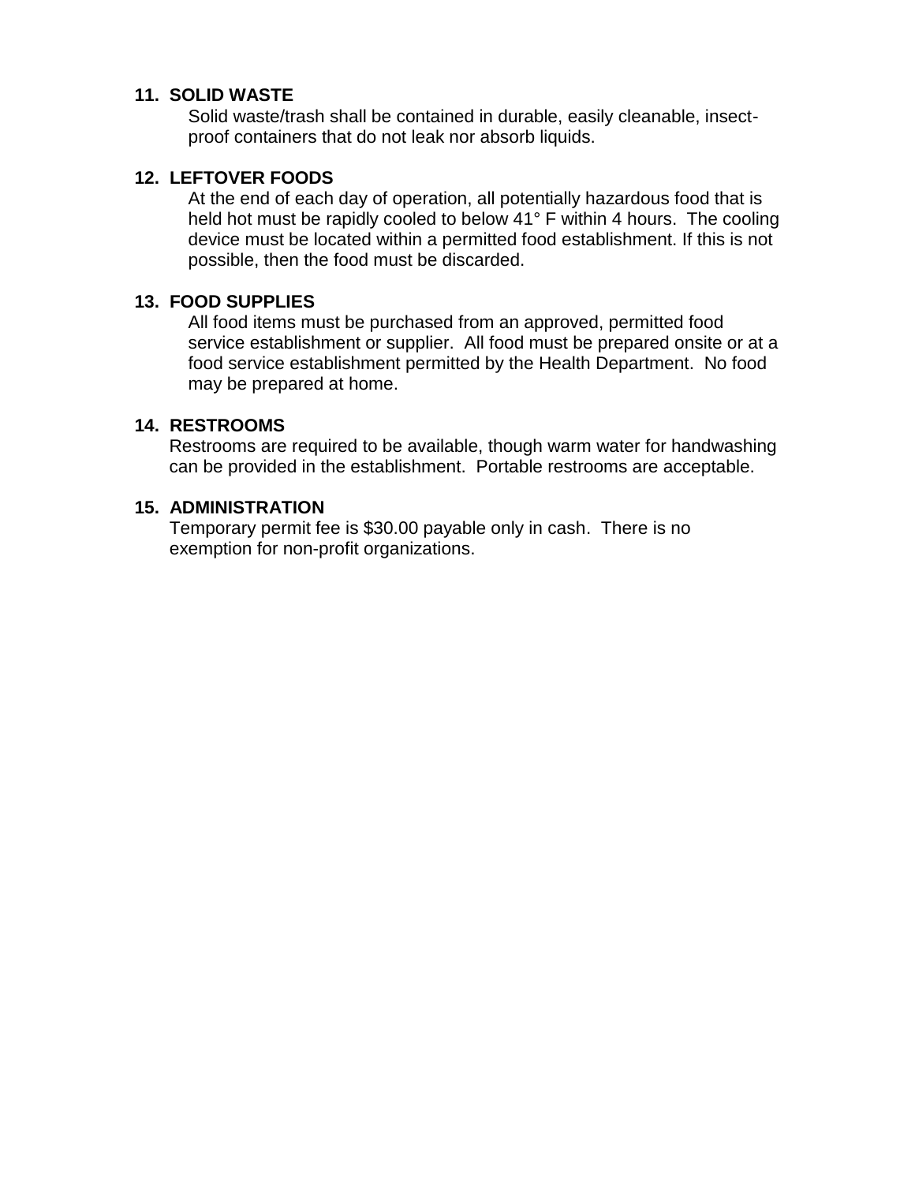**11. SOLID WASTE**

Solid waste/trash shall be contained in durable, easily cleanable, insect-proof containers that do not leak nor absorb liquids.

**12. LEFTOVER FOODS**

At the end of each day of operation, all potentially hazardous food that is held hot must be rapidly cooled to below 41° F within 4 hours. The cooling device must be located within a permitted food establishment. If this is not possible, then the food must be discarded.

**13. FOOD SUPPLIES**

All food items must be purchased from an approved, permitted food service establishment or supplier. All food must be prepared onsite or at a food service establishment permitted by the Health Department. No food may be prepared at home.

**14. RESTROOMS**

Restrooms are required to be available, though warm water for handwashing can be provided in the establishment. Portable restrooms are acceptable.

**15. ADMINISTRATION**

Temporary permit fee is $30.00 payable only in cash. There is no exemption for non-profit organizations.